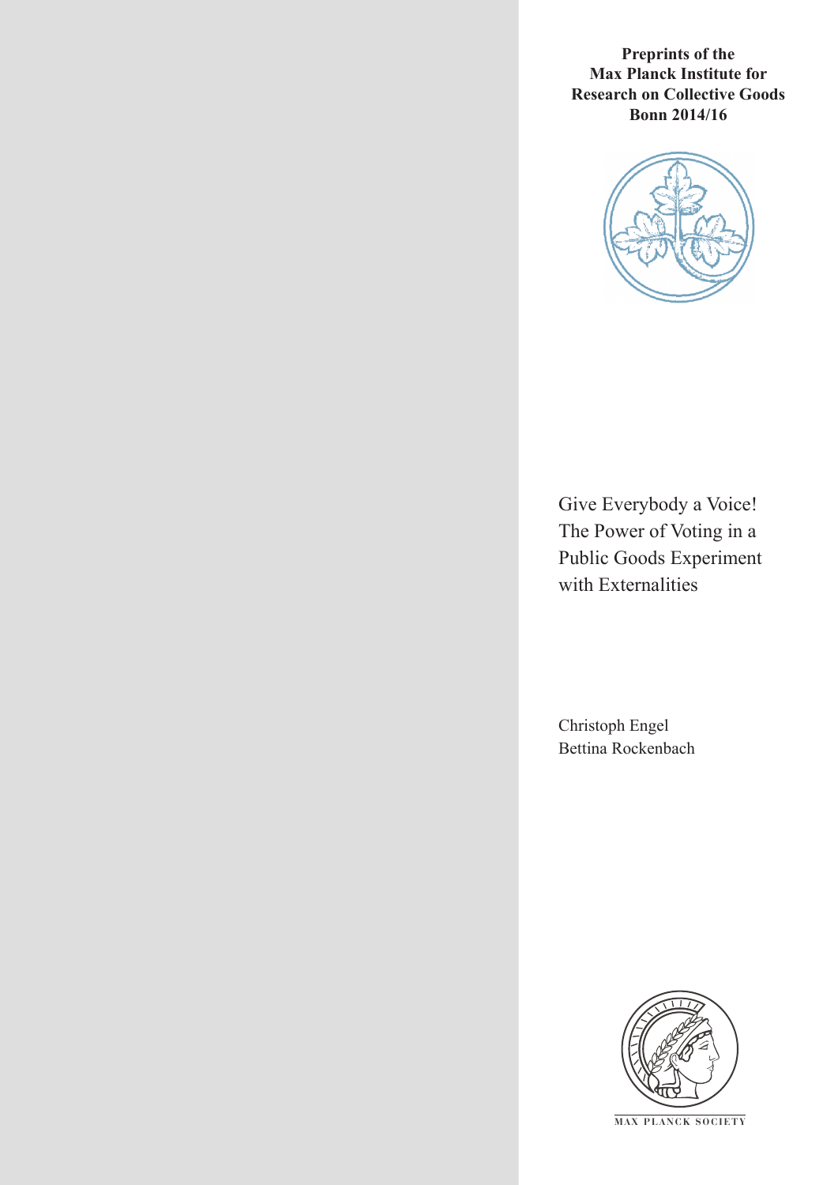**Preprints of the Max Planck Institute for Research on Collective Goods Bonn 2014/16**

# Give Everybody a Voice! The Power of Voting in a Public Goods Experiment with Externalities

Christoph Engel
Bettina Rockenbach

MAX PLANCK SOCIETY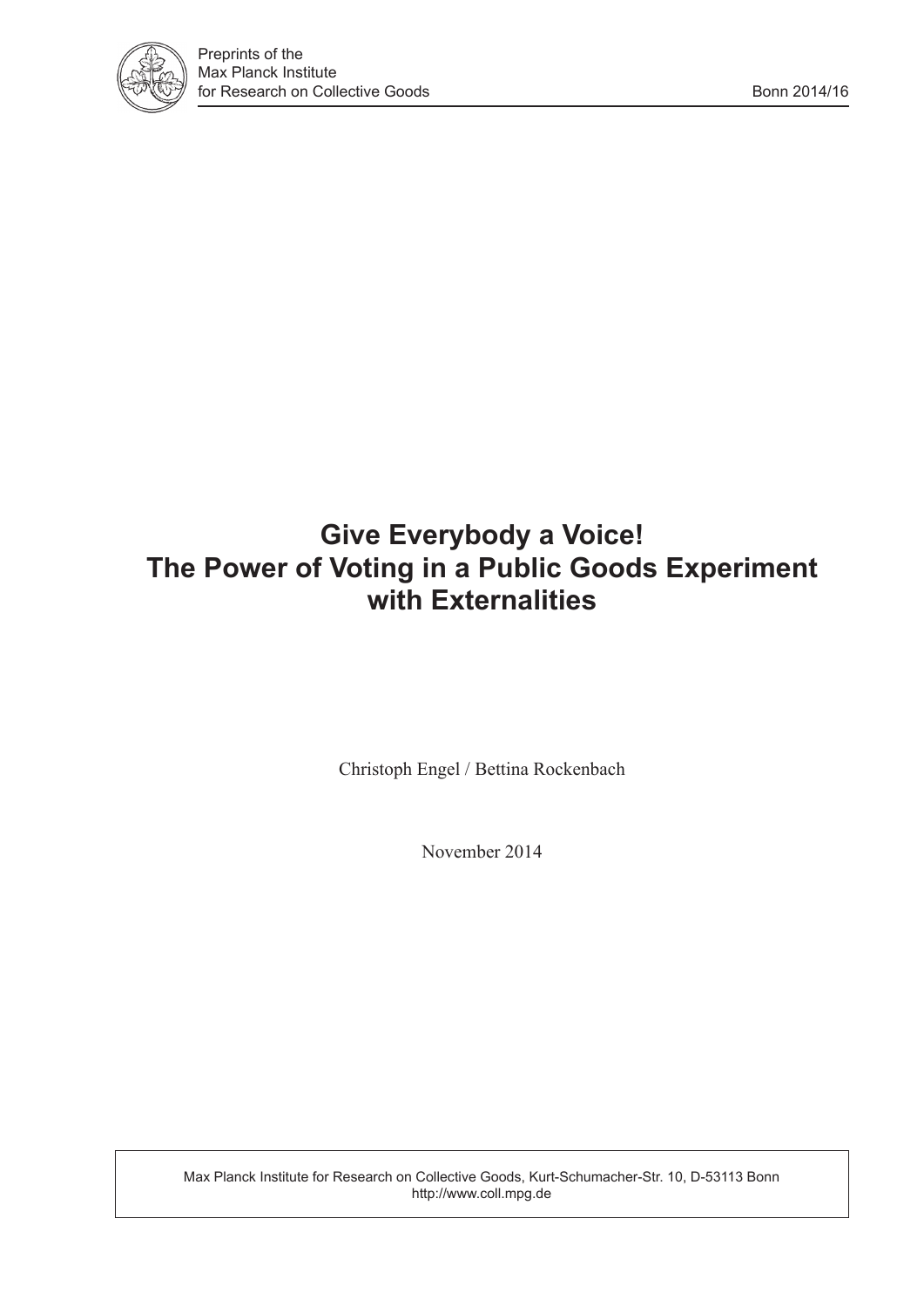# Give Everybody a Voice! The Power of Voting in a Public Goods Experiment with Externalities

Christoph Engel / Bettina Rockenbach

November 2014

Max Planck Institute for Research on Collective Goods, Kurt-Schumacher-Str. 10, D-53113 Bonn
http://www.coll.mpg.de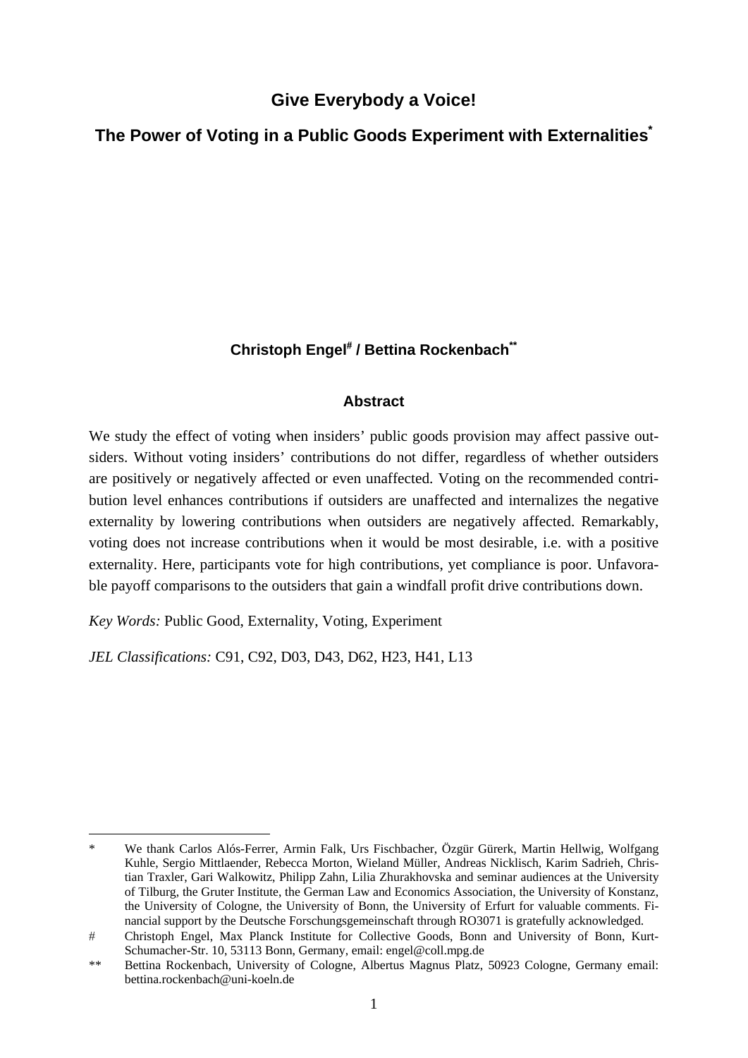# Give Everybody a Voice!

## The Power of Voting in a Public Goods Experiment with Externalities[*]

**Christoph Engel[#] / Bettina Rockenbach[**]**

### Abstract

We study the effect of voting when insiders' public goods provision may affect passive outsiders. Without voting insiders' contributions do not differ, regardless of whether outsiders are positively or negatively affected or even unaffected. Voting on the recommended contribution level enhances contributions if outsiders are unaffected and internalizes the negative externality by lowering contributions when outsiders are negatively affected. Remarkably, voting does not increase contributions when it would be most desirable, i.e. with a positive externality. Here, participants vote for high contributions, yet compliance is poor. Unfavorable payoff comparisons to the outsiders that gain a windfall profit drive contributions down.

*Key Words:* Public Good, Externality, Voting, Experiment

*JEL Classifications:* C91, C92, D03, D43, D62, H23, H41, L13

---

\* We thank Carlos Alós-Ferrer, Armin Falk, Urs Fischbacher, Özgür Gürerk, Martin Hellwig, Wolfgang Kuhle, Sergio Mittlaender, Rebecca Morton, Wieland Müller, Andreas Nicklisch, Karim Sadrieh, Christian Traxler, Gari Walkowitz, Philipp Zahn, Lilia Zhurakhovska and seminar audiences at the University of Tilburg, the Gruter Institute, the German Law and Economics Association, the University of Konstanz, the University of Cologne, the University of Bonn, the University of Erfurt for valuable comments. Financial support by the Deutsche Forschungsgemeinschaft through RO3071 is gratefully acknowledged.

\# Christoph Engel, Max Planck Institute for Collective Goods, Bonn and University of Bonn, Kurt-Schumacher-Str. 10, 53113 Bonn, Germany, email: engel@coll.mpg.de

\*\* Bettina Rockenbach, University of Cologne, Albertus Magnus Platz, 50923 Cologne, Germany email: bettina.rockenbach@uni-koeln.de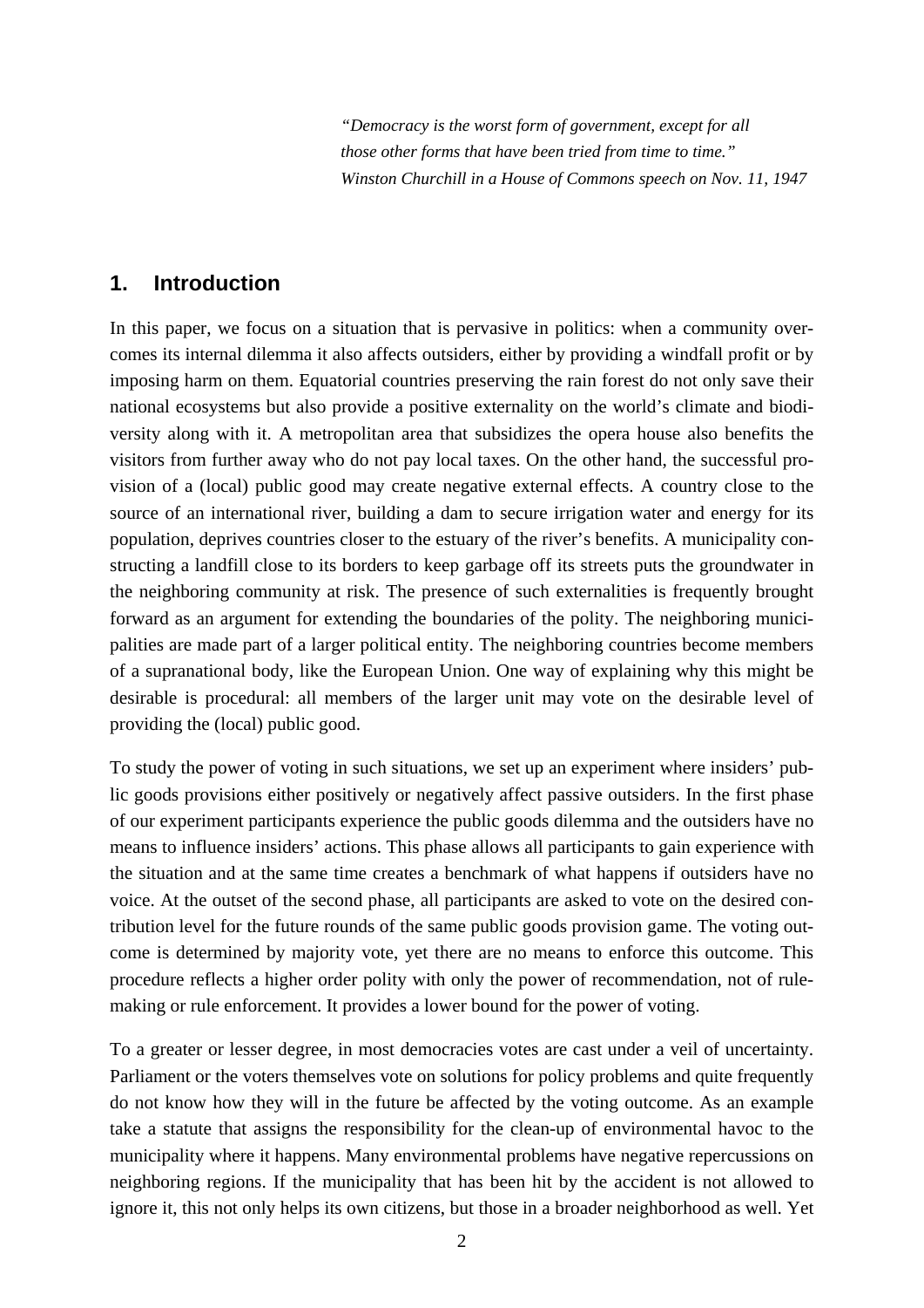*"Democracy is the worst form of government, except for all those other forms that have been tried from time to time."*
*Winston Churchill in a House of Commons speech on Nov. 11, 1947*

## 1. Introduction

In this paper, we focus on a situation that is pervasive in politics: when a community overcomes its internal dilemma it also affects outsiders, either by providing a windfall profit or by imposing harm on them. Equatorial countries preserving the rain forest do not only save their national ecosystems but also provide a positive externality on the world's climate and biodiversity along with it. A metropolitan area that subsidizes the opera house also benefits the visitors from further away who do not pay local taxes. On the other hand, the successful provision of a (local) public good may create negative external effects. A country close to the source of an international river, building a dam to secure irrigation water and energy for its population, deprives countries closer to the estuary of the river's benefits. A municipality constructing a landfill close to its borders to keep garbage off its streets puts the groundwater in the neighboring community at risk. The presence of such externalities is frequently brought forward as an argument for extending the boundaries of the polity. The neighboring municipalities are made part of a larger political entity. The neighboring countries become members of a supranational body, like the European Union. One way of explaining why this might be desirable is procedural: all members of the larger unit may vote on the desirable level of providing the (local) public good.

To study the power of voting in such situations, we set up an experiment where insiders' public goods provisions either positively or negatively affect passive outsiders. In the first phase of our experiment participants experience the public goods dilemma and the outsiders have no means to influence insiders' actions. This phase allows all participants to gain experience with the situation and at the same time creates a benchmark of what happens if outsiders have no voice. At the outset of the second phase, all participants are asked to vote on the desired contribution level for the future rounds of the same public goods provision game. The voting outcome is determined by majority vote, yet there are no means to enforce this outcome. This procedure reflects a higher order polity with only the power of recommendation, not of rule-making or rule enforcement. It provides a lower bound for the power of voting.

To a greater or lesser degree, in most democracies votes are cast under a veil of uncertainty. Parliament or the voters themselves vote on solutions for policy problems and quite frequently do not know how they will in the future be affected by the voting outcome. As an example take a statute that assigns the responsibility for the clean-up of environmental havoc to the municipality where it happens. Many environmental problems have negative repercussions on neighboring regions. If the municipality that has been hit by the accident is not allowed to ignore it, this not only helps its own citizens, but those in a broader neighborhood as well. Yet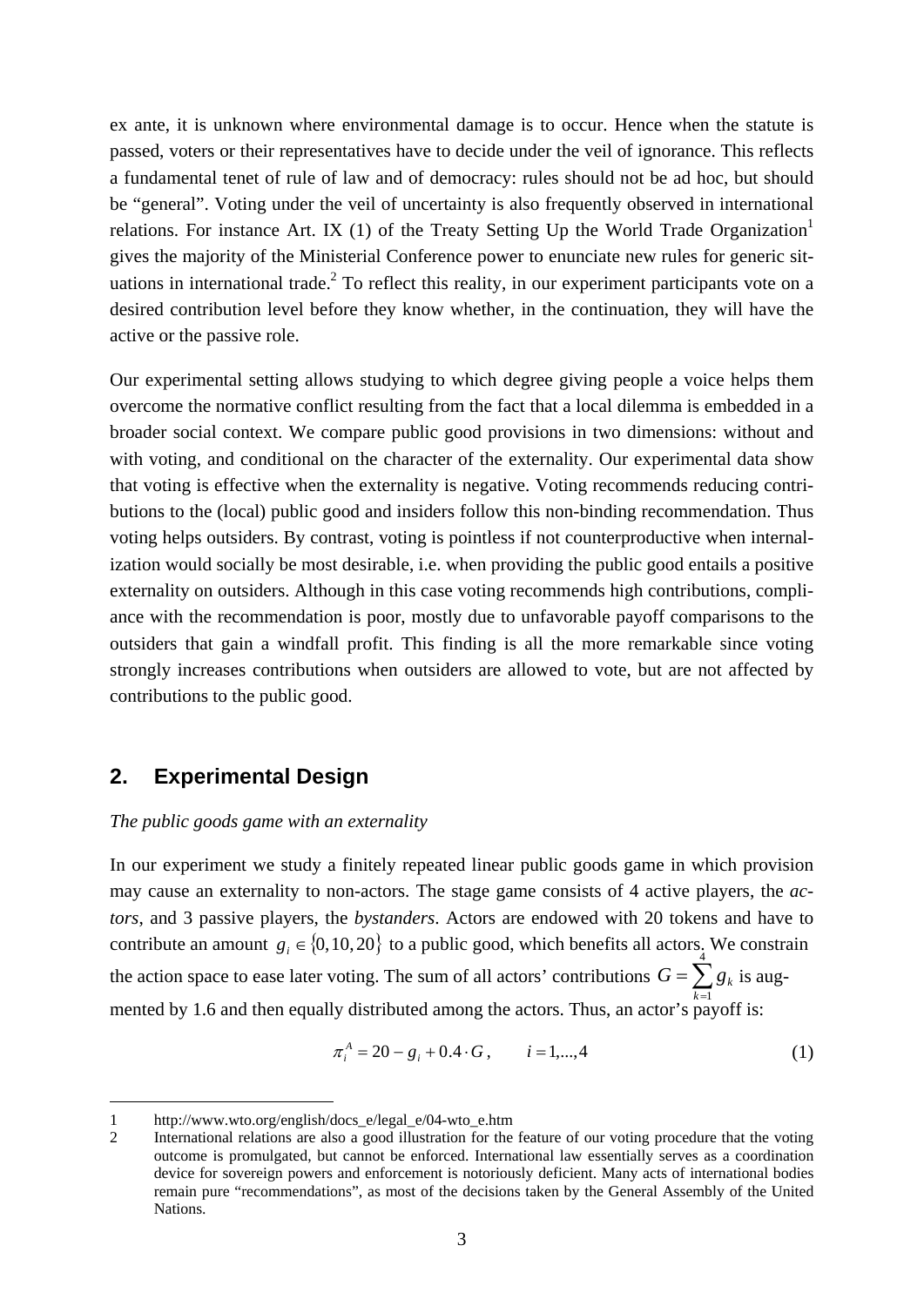ex ante, it is unknown where environmental damage is to occur. Hence when the statute is passed, voters or their representatives have to decide under the veil of ignorance. This reflects a fundamental tenet of rule of law and of democracy: rules should not be ad hoc, but should be "general". Voting under the veil of uncertainty is also frequently observed in international relations. For instance Art. IX (1) of the Treaty Setting Up the World Trade Organization[1] gives the majority of the Ministerial Conference power to enunciate new rules for generic situations in international trade.[2] To reflect this reality, in our experiment participants vote on a desired contribution level before they know whether, in the continuation, they will have the active or the passive role.

Our experimental setting allows studying to which degree giving people a voice helps them overcome the normative conflict resulting from the fact that a local dilemma is embedded in a broader social context. We compare public good provisions in two dimensions: without and with voting, and conditional on the character of the externality. Our experimental data show that voting is effective when the externality is negative. Voting recommends reducing contributions to the (local) public good and insiders follow this non-binding recommendation. Thus voting helps outsiders. By contrast, voting is pointless if not counterproductive when internalization would socially be most desirable, i.e. when providing the public good entails a positive externality on outsiders. Although in this case voting recommends high contributions, compliance with the recommendation is poor, mostly due to unfavorable payoff comparisons to the outsiders that gain a windfall profit. This finding is all the more remarkable since voting strongly increases contributions when outsiders are allowed to vote, but are not affected by contributions to the public good.

## 2. Experimental Design

*The public goods game with an externality*

In our experiment we study a finitely repeated linear public goods game in which provision may cause an externality to non-actors. The stage game consists of 4 active players, the *actors*, and 3 passive players, the *bystanders*. Actors are endowed with 20 tokens and have to contribute an amount $g_i \in \{0,10,20\}$ to a public good, which benefits all actors. We constrain the action space to ease later voting. The sum of all actors' contributions $G = \sum_{k=1}^{4} g_k$ is augmented by 1.6 and then equally distributed among the actors. Thus, an actor's payoff is:

$$\pi_i^A = 20 - g_i + 0.4 \cdot G, \qquad i = 1,...,4 \tag{1}$$

---

1 http://www.wto.org/english/docs_e/legal_e/04-wto_e.htm

2 International relations are also a good illustration for the feature of our voting procedure that the voting outcome is promulgated, but cannot be enforced. International law essentially serves as a coordination device for sovereign powers and enforcement is notoriously deficient. Many acts of international bodies remain pure "recommendations", as most of the decisions taken by the General Assembly of the United Nations.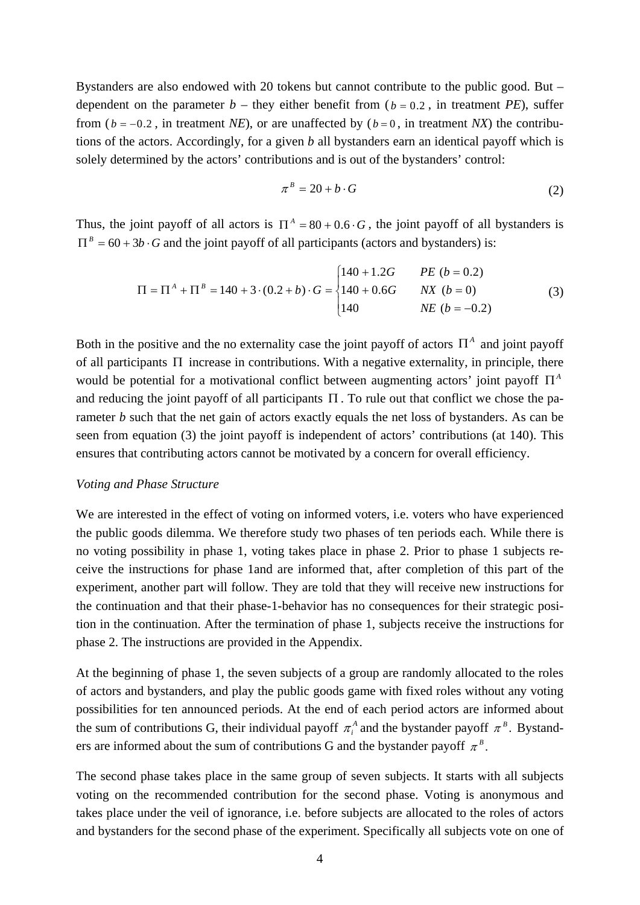Bystanders are also endowed with 20 tokens but cannot contribute to the public good. But – dependent on the parameter *b* – they either benefit from ($b = 0.2$, in treatment *PE*), suffer from ($b = -0.2$, in treatment *NE*), or are unaffected by ($b = 0$, in treatment *NX*) the contributions of the actors. Accordingly, for a given *b* all bystanders earn an identical payoff which is solely determined by the actors' contributions and is out of the bystanders' control:

$$\pi^B = 20 + b \cdot G \tag{2}$$

Thus, the joint payoff of all actors is $\Pi^A = 80 + 0.6 \cdot G$, the joint payoff of all bystanders is $\Pi^B = 60 + 3b \cdot G$ and the joint payoff of all participants (actors and bystanders) is:

$$\Pi = \Pi^A + \Pi^B = 140 + 3 \cdot (0.2 + b) \cdot G = \begin{cases} 140 + 1.2G & PE \ (b = 0.2) \\ 140 + 0.6G & NX \ (b = 0) \\ 140 & NE \ (b = -0.2) \end{cases} \tag{3}$$

Both in the positive and the no externality case the joint payoff of actors $\Pi^A$ and joint payoff of all participants $\Pi$ increase in contributions. With a negative externality, in principle, there would be potential for a motivational conflict between augmenting actors' joint payoff $\Pi^A$ and reducing the joint payoff of all participants $\Pi$. To rule out that conflict we chose the parameter *b* such that the net gain of actors exactly equals the net loss of bystanders. As can be seen from equation (3) the joint payoff is independent of actors' contributions (at 140). This ensures that contributing actors cannot be motivated by a concern for overall efficiency.

*Voting and Phase Structure*

We are interested in the effect of voting on informed voters, i.e. voters who have experienced the public goods dilemma. We therefore study two phases of ten periods each. While there is no voting possibility in phase 1, voting takes place in phase 2. Prior to phase 1 subjects receive the instructions for phase 1and are informed that, after completion of this part of the experiment, another part will follow. They are told that they will receive new instructions for the continuation and that their phase-1-behavior has no consequences for their strategic position in the continuation. After the termination of phase 1, subjects receive the instructions for phase 2. The instructions are provided in the Appendix.

At the beginning of phase 1, the seven subjects of a group are randomly allocated to the roles of actors and bystanders, and play the public goods game with fixed roles without any voting possibilities for ten announced periods. At the end of each period actors are informed about the sum of contributions G, their individual payoff $\pi_i^A$ and the bystander payoff $\pi^B$. Bystanders are informed about the sum of contributions G and the bystander payoff $\pi^B$.

The second phase takes place in the same group of seven subjects. It starts with all subjects voting on the recommended contribution for the second phase. Voting is anonymous and takes place under the veil of ignorance, i.e. before subjects are allocated to the roles of actors and bystanders for the second phase of the experiment. Specifically all subjects vote on one of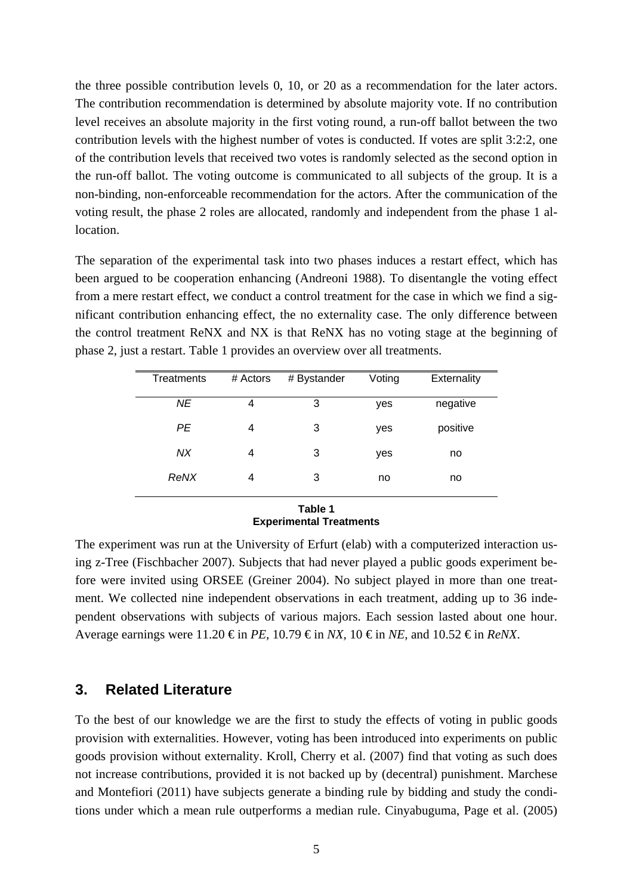the three possible contribution levels 0, 10, or 20 as a recommendation for the later actors. The contribution recommendation is determined by absolute majority vote. If no contribution level receives an absolute majority in the first voting round, a run-off ballot between the two contribution levels with the highest number of votes is conducted. If votes are split 3:2:2, one of the contribution levels that received two votes is randomly selected as the second option in the run-off ballot. The voting outcome is communicated to all subjects of the group. It is a non-binding, non-enforceable recommendation for the actors. After the communication of the voting result, the phase 2 roles are allocated, randomly and independent from the phase 1 allocation.

The separation of the experimental task into two phases induces a restart effect, which has been argued to be cooperation enhancing (Andreoni 1988). To disentangle the voting effect from a mere restart effect, we conduct a control treatment for the case in which we find a significant contribution enhancing effect, the no externality case. The only difference between the control treatment ReNX and NX is that ReNX has no voting stage at the beginning of phase 2, just a restart. Table 1 provides an overview over all treatments.

| Treatments | # Actors | # Bystander | Voting | Externality |
|---|---|---|---|---|
| *NE* | 4 | 3 | yes | negative |
| *PE* | 4 | 3 | yes | positive |
| *NX* | 4 | 3 | yes | no |
| *ReNX* | 4 | 3 | no | no |

**Table 1**
**Experimental Treatments**

The experiment was run at the University of Erfurt (elab) with a computerized interaction using z-Tree (Fischbacher 2007). Subjects that had never played a public goods experiment before were invited using ORSEE (Greiner 2004). No subject played in more than one treatment. We collected nine independent observations in each treatment, adding up to 36 independent observations with subjects of various majors. Each session lasted about one hour. Average earnings were 11.20 € in *PE*, 10.79 € in *NX*, 10 € in *NE*, and 10.52 € in *ReNX*.

## 3. Related Literature

To the best of our knowledge we are the first to study the effects of voting in public goods provision with externalities. However, voting has been introduced into experiments on public goods provision without externality. Kroll, Cherry et al. (2007) find that voting as such does not increase contributions, provided it is not backed up by (decentral) punishment. Marchese and Montefiori (2011) have subjects generate a binding rule by bidding and study the conditions under which a mean rule outperforms a median rule. Cinyabuguma, Page et al. (2005)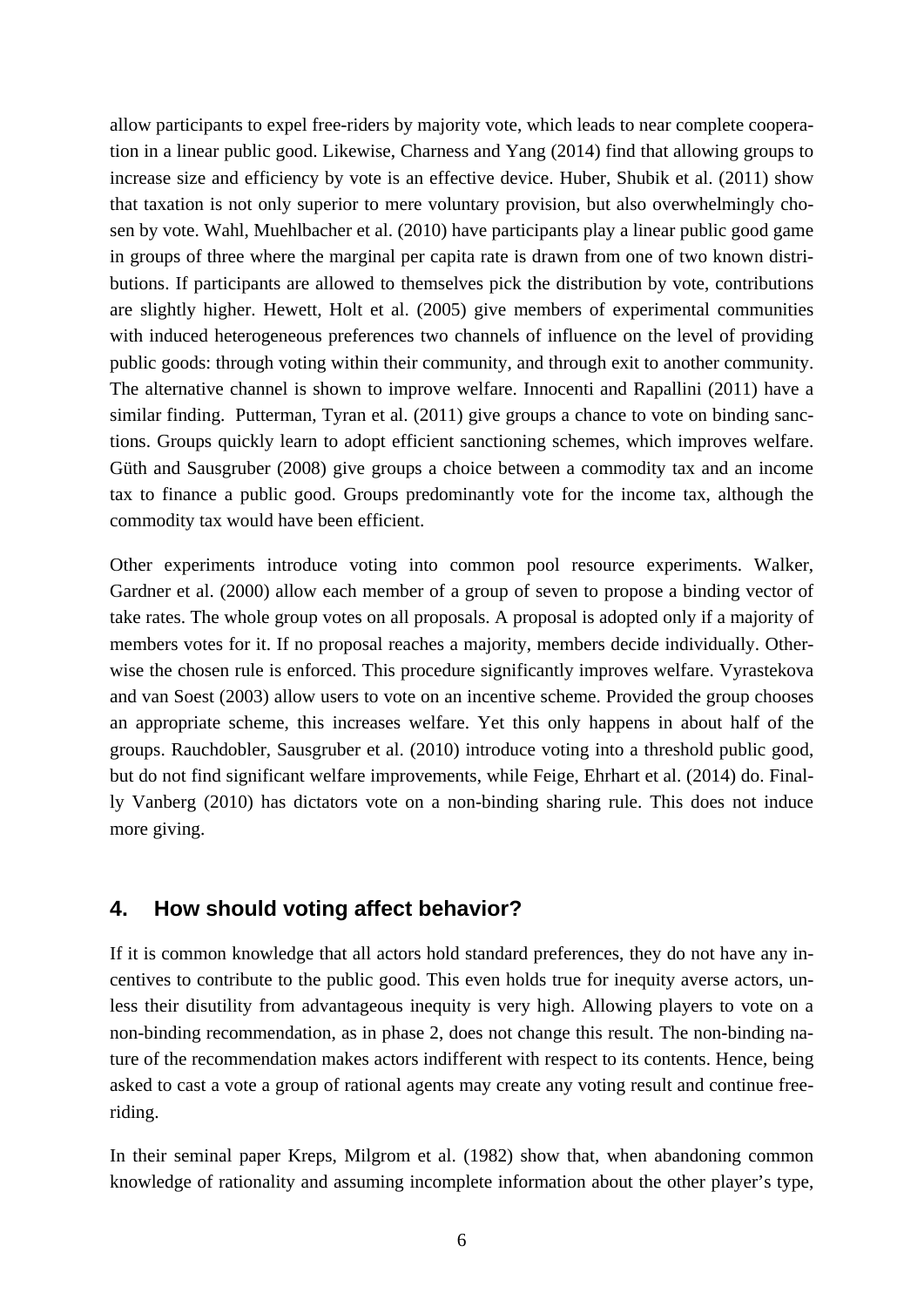allow participants to expel free-riders by majority vote, which leads to near complete cooperation in a linear public good. Likewise, Charness and Yang (2014) find that allowing groups to increase size and efficiency by vote is an effective device. Huber, Shubik et al. (2011) show that taxation is not only superior to mere voluntary provision, but also overwhelmingly chosen by vote. Wahl, Muehlbacher et al. (2010) have participants play a linear public good game in groups of three where the marginal per capita rate is drawn from one of two known distributions. If participants are allowed to themselves pick the distribution by vote, contributions are slightly higher. Hewett, Holt et al. (2005) give members of experimental communities with induced heterogeneous preferences two channels of influence on the level of providing public goods: through voting within their community, and through exit to another community. The alternative channel is shown to improve welfare. Innocenti and Rapallini (2011) have a similar finding. Putterman, Tyran et al. (2011) give groups a chance to vote on binding sanctions. Groups quickly learn to adopt efficient sanctioning schemes, which improves welfare. Güth and Sausgruber (2008) give groups a choice between a commodity tax and an income tax to finance a public good. Groups predominantly vote for the income tax, although the commodity tax would have been efficient.

Other experiments introduce voting into common pool resource experiments. Walker, Gardner et al. (2000) allow each member of a group of seven to propose a binding vector of take rates. The whole group votes on all proposals. A proposal is adopted only if a majority of members votes for it. If no proposal reaches a majority, members decide individually. Otherwise the chosen rule is enforced. This procedure significantly improves welfare. Vyrastekova and van Soest (2003) allow users to vote on an incentive scheme. Provided the group chooses an appropriate scheme, this increases welfare. Yet this only happens in about half of the groups. Rauchdobler, Sausgruber et al. (2010) introduce voting into a threshold public good, but do not find significant welfare improvements, while Feige, Ehrhart et al. (2014) do. Finally Vanberg (2010) has dictators vote on a non-binding sharing rule. This does not induce more giving.

## 4. How should voting affect behavior?

If it is common knowledge that all actors hold standard preferences, they do not have any incentives to contribute to the public good. This even holds true for inequity averse actors, unless their disutility from advantageous inequity is very high. Allowing players to vote on a non-binding recommendation, as in phase 2, does not change this result. The non-binding nature of the recommendation makes actors indifferent with respect to its contents. Hence, being asked to cast a vote a group of rational agents may create any voting result and continue free-riding.

In their seminal paper Kreps, Milgrom et al. (1982) show that, when abandoning common knowledge of rationality and assuming incomplete information about the other player's type,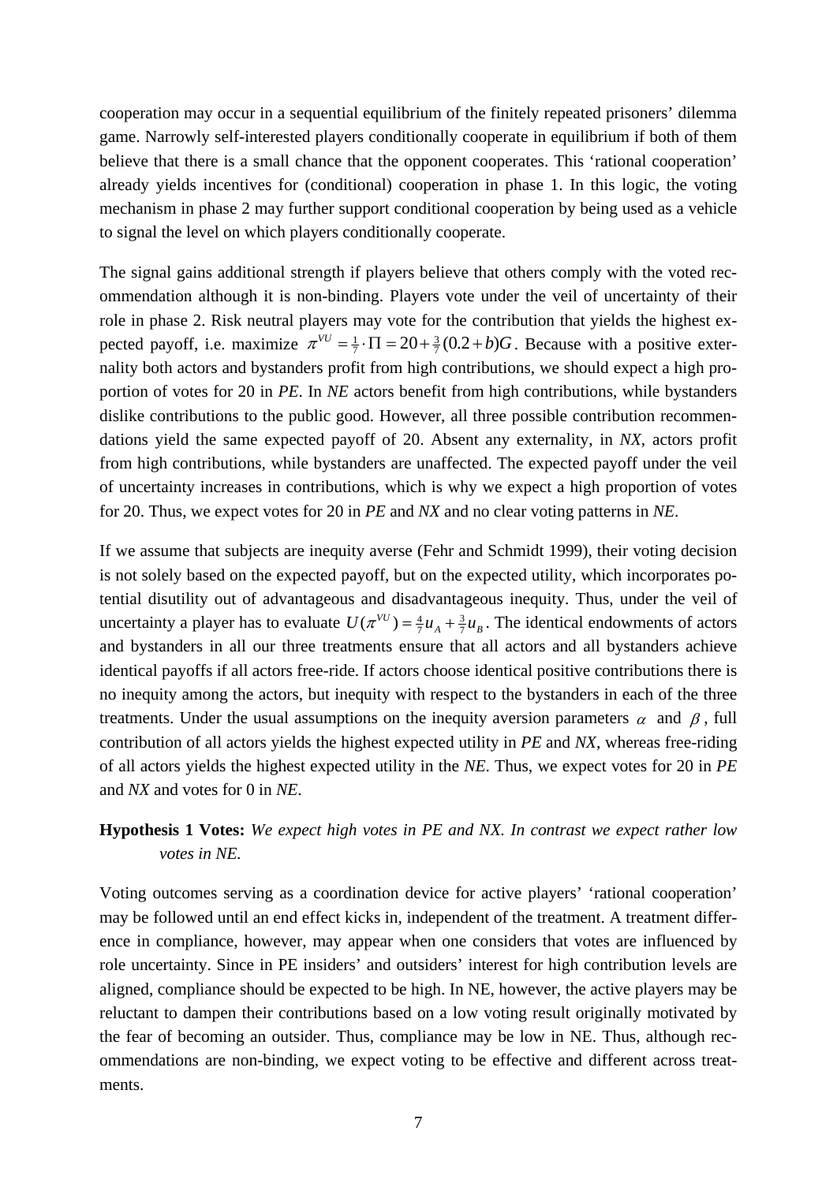cooperation may occur in a sequential equilibrium of the finitely repeated prisoners' dilemma game. Narrowly self-interested players conditionally cooperate in equilibrium if both of them believe that there is a small chance that the opponent cooperates. This 'rational cooperation' already yields incentives for (conditional) cooperation in phase 1. In this logic, the voting mechanism in phase 2 may further support conditional cooperation by being used as a vehicle to signal the level on which players conditionally cooperate.

The signal gains additional strength if players believe that others comply with the voted recommendation although it is non-binding. Players vote under the veil of uncertainty of their role in phase 2. Risk neutral players may vote for the contribution that yields the highest expected payoff, i.e. maximize $\pi^{VU} = \frac{1}{7} \cdot \Pi = 20 + \frac{3}{7}(0.2 + b)G$. Because with a positive externality both actors and bystanders profit from high contributions, we should expect a high proportion of votes for 20 in *PE*. In *NE* actors benefit from high contributions, while bystanders dislike contributions to the public good. However, all three possible contribution recommendations yield the same expected payoff of 20. Absent any externality, in *NX*, actors profit from high contributions, while bystanders are unaffected. The expected payoff under the veil of uncertainty increases in contributions, which is why we expect a high proportion of votes for 20. Thus, we expect votes for 20 in *PE* and *NX* and no clear voting patterns in *NE*.

If we assume that subjects are inequity averse (Fehr and Schmidt 1999), their voting decision is not solely based on the expected payoff, but on the expected utility, which incorporates potential disutility out of advantageous and disadvantageous inequity. Thus, under the veil of uncertainty a player has to evaluate $U(\pi^{VU}) = \frac{4}{7}u_A + \frac{3}{7}u_B$. The identical endowments of actors and bystanders in all our three treatments ensure that all actors and all bystanders achieve identical payoffs if all actors free-ride. If actors choose identical positive contributions there is no inequity among the actors, but inequity with respect to the bystanders in each of the three treatments. Under the usual assumptions on the inequity aversion parameters $\alpha$ and $\beta$, full contribution of all actors yields the highest expected utility in *PE* and *NX*, whereas free-riding of all actors yields the highest expected utility in the *NE*. Thus, we expect votes for 20 in *PE* and *NX* and votes for 0 in *NE*.

**Hypothesis 1 Votes:** *We expect high votes in PE and NX. In contrast we expect rather low votes in NE.*

Voting outcomes serving as a coordination device for active players' 'rational cooperation' may be followed until an end effect kicks in, independent of the treatment. A treatment difference in compliance, however, may appear when one considers that votes are influenced by role uncertainty. Since in PE insiders' and outsiders' interest for high contribution levels are aligned, compliance should be expected to be high. In NE, however, the active players may be reluctant to dampen their contributions based on a low voting result originally motivated by the fear of becoming an outsider. Thus, compliance may be low in NE. Thus, although recommendations are non-binding, we expect voting to be effective and different across treatments.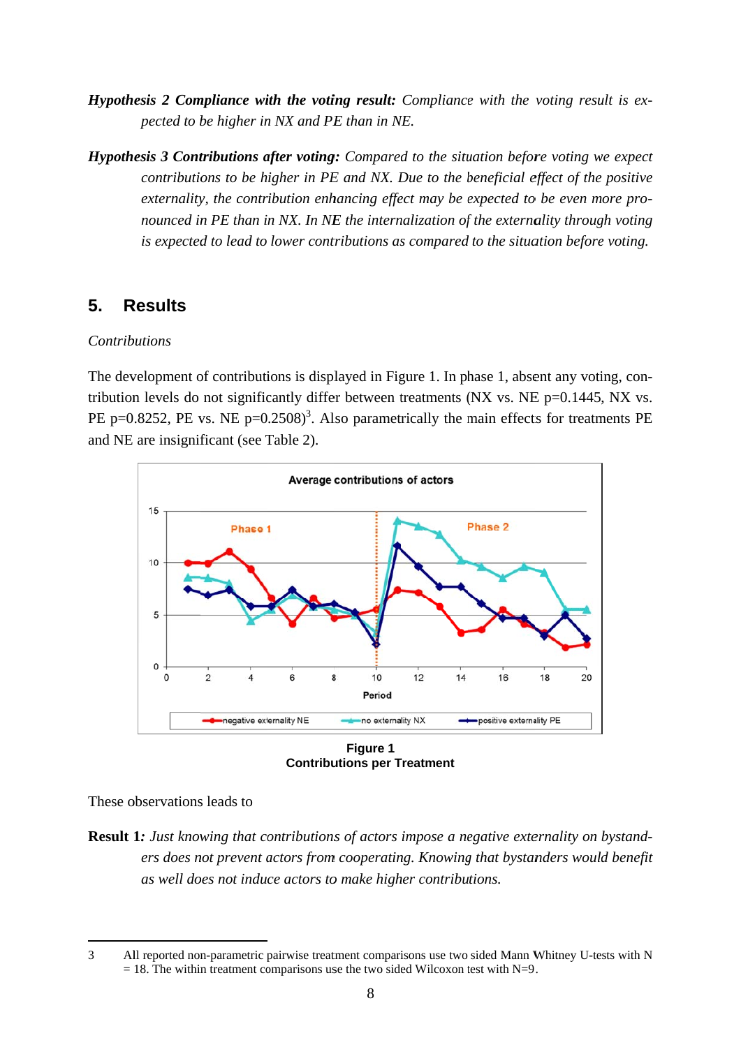*Hypothesis 2* ***Compliance with the voting result:*** *Compliance with the voting result is expected to be higher in NX and PE than in NE.*

*Hypothesis 3* ***Contributions after voting:*** *Compared to the situation before voting we expect contributions to be higher in PE and NX. Due to the beneficial effect of the positive externality, the contribution enhancing effect may be expected to be even more pronounced in PE than in NX. In NE the internalization of the externality through voting is expected to lead to lower contributions as compared to the situation before voting.*

## 5. Results

*Contributions*

The development of contributions is displayed in Figure 1. In phase 1, absent any voting, contribution levels do not significantly differ between treatments (NX vs. NE p=0.1445, NX vs. PE p=0.8252, PE vs. NE p=0.2508)[3]. Also parametrically the main effects for treatments PE and NE are insignificant (see Table 2).

**Figure 1**
**Contributions per Treatment**

These observations leads to

**Result 1***: Just knowing that contributions of actors impose a negative externality on bystanders does not prevent actors from cooperating. Knowing that bystanders would benefit as well does not induce actors to make higher contributions.*

---

3 All reported non-parametric pairwise treatment comparisons use two sided Mann Whitney U-tests with N = 18. The within treatment comparisons use the two sided Wilcoxon test with N=9.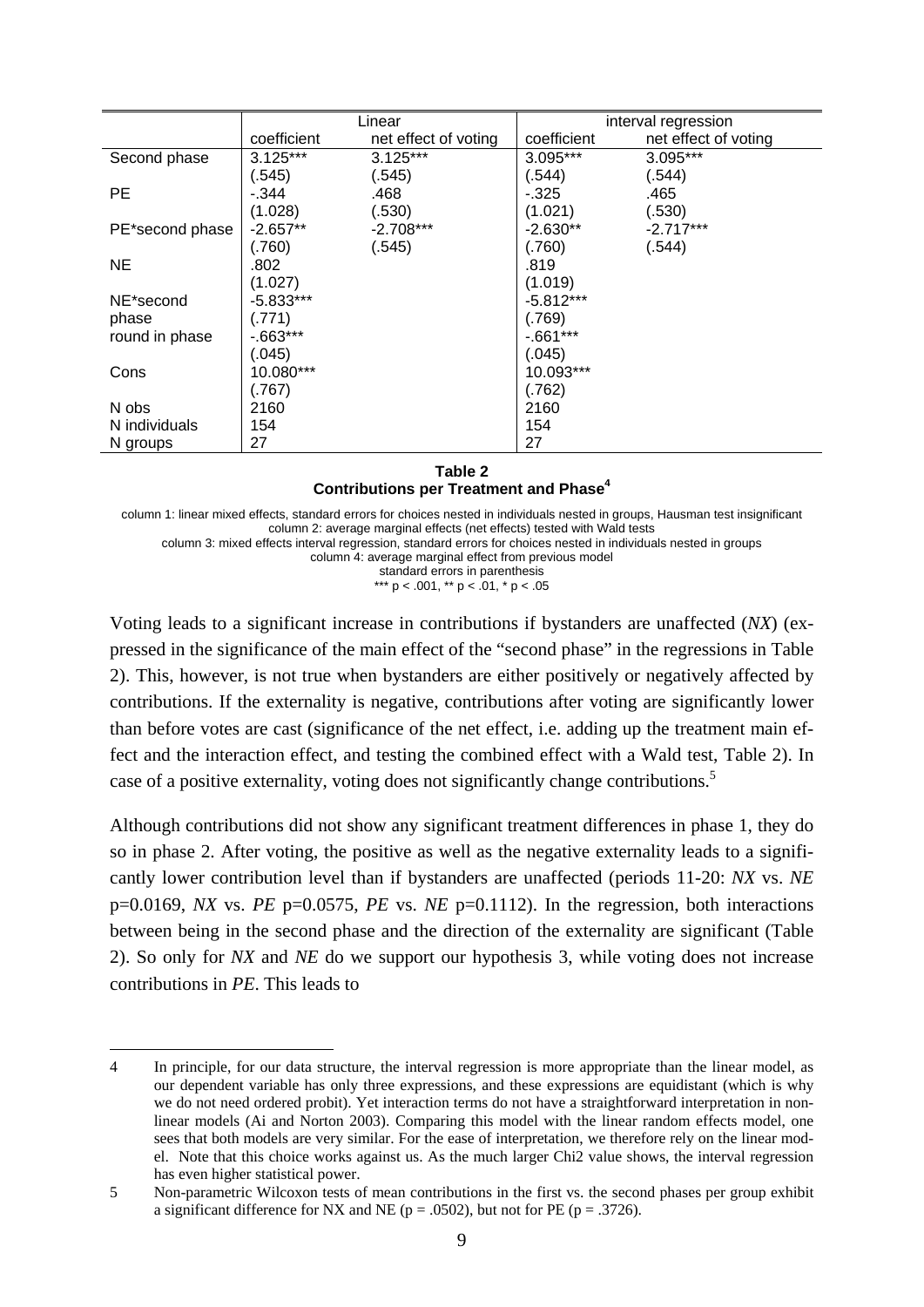| | Linear | | interval regression | |
|---|---|---|---|---|
| | coefficient | net effect of voting | coefficient | net effect of voting |
| Second phase | 3.125*** | 3.125*** | 3.095*** | 3.095*** |
| | (.545) | (.545) | (.544) | (.544) |
| PE | -.344 | .468 | -.325 | .465 |
| | (1.028) | (.530) | (1.021) | (.530) |
| PE*second phase | -2.657** | -2.708*** | -2.630** | -2.717*** |
| | (.760) | (.545) | (.760) | (.544) |
| NE | .802 | | .819 | |
| | (1.027) | | (1.019) | |
| NE*second phase | -5.833*** | | -5.812*** | |
| | (.771) | | (.769) | |
| round in phase | -.663*** | | -.661*** | |
| | (.045) | | (.045) | |
| Cons | 10.080*** | | 10.093*** | |
| | (.767) | | (.762) | |
| N obs | 2160 | | 2160 | |
| N individuals | 154 | | 154 | |
| N groups | 27 | | 27 | |

**Table 2**
**Contributions per Treatment and Phase[4]**

column 1: linear mixed effects, standard errors for choices nested in individuals nested in groups, Hausman test insignificant
column 2: average marginal effects (net effects) tested with Wald tests
column 3: mixed effects interval regression, standard errors for choices nested in individuals nested in groups
column 4: average marginal effect from previous model
standard errors in parenthesis
*** p < .001, ** p < .01, * p < .05

Voting leads to a significant increase in contributions if bystanders are unaffected (*NX*) (expressed in the significance of the main effect of the "second phase" in the regressions in Table 2). This, however, is not true when bystanders are either positively or negatively affected by contributions. If the externality is negative, contributions after voting are significantly lower than before votes are cast (significance of the net effect, i.e. adding up the treatment main effect and the interaction effect, and testing the combined effect with a Wald test, Table 2). In case of a positive externality, voting does not significantly change contributions.[5]

Although contributions did not show any significant treatment differences in phase 1, they do so in phase 2. After voting, the positive as well as the negative externality leads to a significantly lower contribution level than if bystanders are unaffected (periods 11-20: *NX* vs. *NE* p=0.0169, *NX* vs. *PE* p=0.0575, *PE* vs. *NE* p=0.1112). In the regression, both interactions between being in the second phase and the direction of the externality are significant (Table 2). So only for *NX* and *NE* do we support our hypothesis 3, while voting does not increase contributions in *PE*. This leads to

4 In principle, for our data structure, the interval regression is more appropriate than the linear model, as our dependent variable has only three expressions, and these expressions are equidistant (which is why we do not need ordered probit). Yet interaction terms do not have a straightforward interpretation in nonlinear models (Ai and Norton 2003). Comparing this model with the linear random effects model, one sees that both models are very similar. For the ease of interpretation, we therefore rely on the linear model. Note that this choice works against us. As the much larger Chi2 value shows, the interval regression has even higher statistical power.

5 Non-parametric Wilcoxon tests of mean contributions in the first vs. the second phases per group exhibit a significant difference for NX and NE (p = .0502), but not for PE (p = .3726).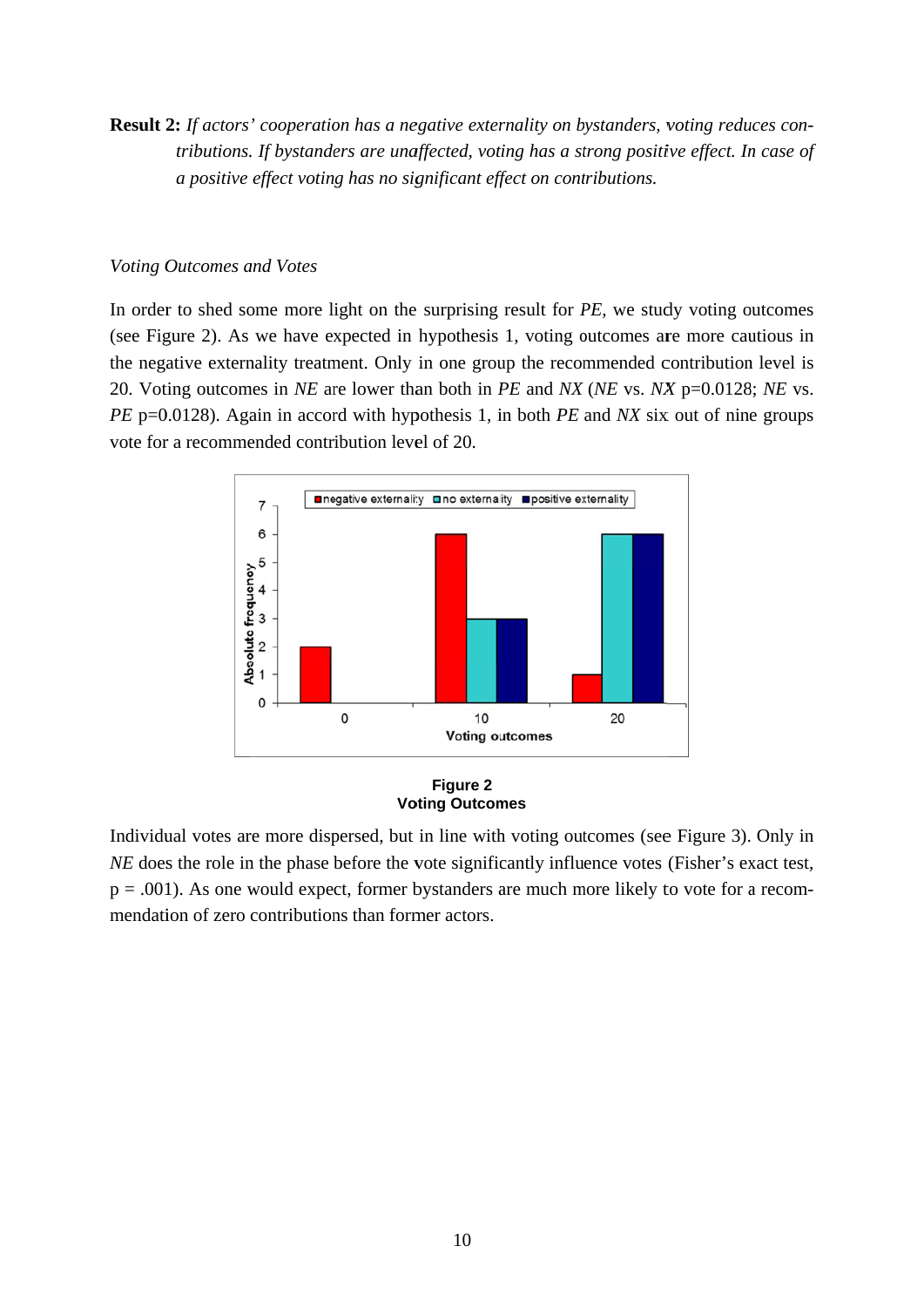**Result 2:** *If actors' cooperation has a negative externality on bystanders, voting reduces contributions. If bystanders are unaffected, voting has a strong positive effect. In case of a positive effect voting has no significant effect on contributions.*

*Voting Outcomes and Votes*

In order to shed some more light on the surprising result for *PE*, we study voting outcomes (see Figure 2). As we have expected in hypothesis 1, voting outcomes are more cautious in the negative externality treatment. Only in one group the recommended contribution level is 20. Voting outcomes in *NE* are lower than both in *PE* and *NX* (*NE* vs. *NX* p=0.0128; *NE* vs. *PE* p=0.0128). Again in accord with hypothesis 1, in both *PE* and *NX* six out of nine groups vote for a recommended contribution level of 20.

**Figure 2**
**Voting Outcomes**

Individual votes are more dispersed, but in line with voting outcomes (see Figure 3). Only in *NE* does the role in the phase before the vote significantly influence votes (Fisher's exact test, p = .001). As one would expect, former bystanders are much more likely to vote for a recommendation of zero contributions than former actors.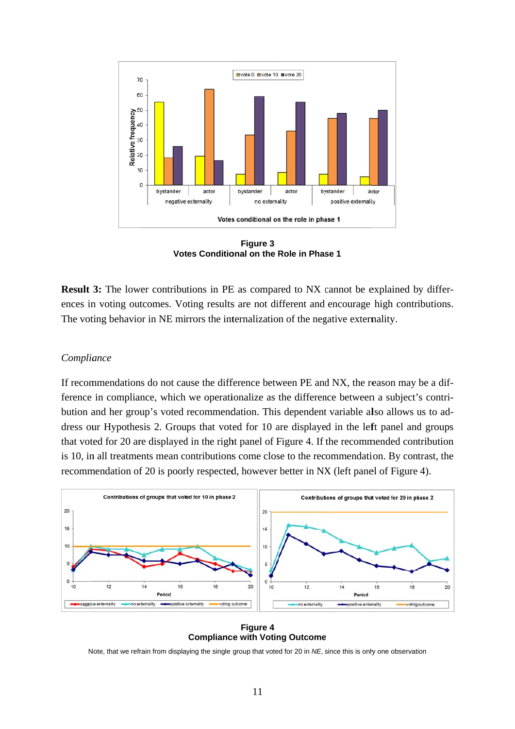**Figure 3**
**Votes Conditional on the Role in Phase 1**

**Result 3:** The lower contributions in PE as compared to NX cannot be explained by differences in voting outcomes. Voting results are not different and encourage high contributions. The voting behavior in NE mirrors the internalization of the negative externality.

*Compliance*

If recommendations do not cause the difference between PE and NX, the reason may be a difference in compliance, which we operationalize as the difference between a subject's contribution and her group's voted recommendation. This dependent variable also allows us to address our Hypothesis 2. Groups that voted for 10 are displayed in the left panel and groups that voted for 20 are displayed in the right panel of Figure 4. If the recommended contribution is 10, in all treatments mean contributions come close to the recommendation. By contrast, the recommendation of 20 is poorly respected, however better in NX (left panel of Figure 4).

**Figure 4**
**Compliance with Voting Outcome**

Note, that we refrain from displaying the single group that voted for 20 in *NE*, since this is only one observation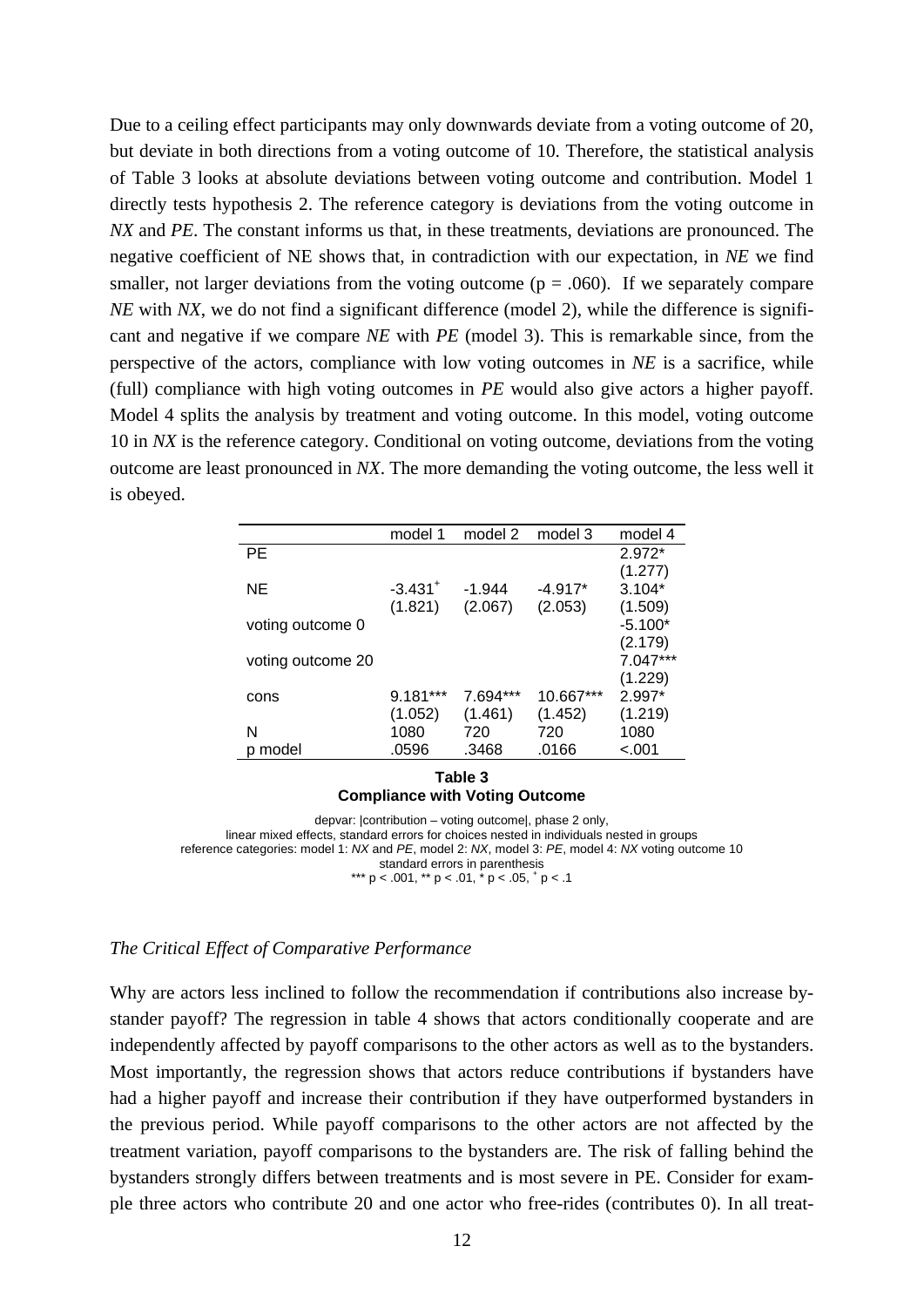Due to a ceiling effect participants may only downwards deviate from a voting outcome of 20, but deviate in both directions from a voting outcome of 10. Therefore, the statistical analysis of Table 3 looks at absolute deviations between voting outcome and contribution. Model 1 directly tests hypothesis 2. The reference category is deviations from the voting outcome in *NX* and *PE*. The constant informs us that, in these treatments, deviations are pronounced. The negative coefficient of NE shows that, in contradiction with our expectation, in *NE* we find smaller, not larger deviations from the voting outcome ($p = .060$). If we separately compare *NE* with *NX*, we do not find a significant difference (model 2), while the difference is significant and negative if we compare *NE* with *PE* (model 3). This is remarkable since, from the perspective of the actors, compliance with low voting outcomes in *NE* is a sacrifice, while (full) compliance with high voting outcomes in *PE* would also give actors a higher payoff. Model 4 splits the analysis by treatment and voting outcome. In this model, voting outcome 10 in *NX* is the reference category. Conditional on voting outcome, deviations from the voting outcome are least pronounced in *NX*. The more demanding the voting outcome, the less well it is obeyed.

| | model 1 | model 2 | model 3 | model 4 |
|---|---|---|---|---|
| PE | | | | 2.972* |
| | | | | (1.277) |
| NE | -3.431$^{+}$ | -1.944 | -4.917* | 3.104* |
| | (1.821) | (2.067) | (2.053) | (1.509) |
| voting outcome 0 | | | | -5.100* |
| | | | | (2.179) |
| voting outcome 20 | | | | 7.047*** |
| | | | | (1.229) |
| cons | 9.181*** | 7.694*** | 10.667*** | 2.997* |
| | (1.052) | (1.461) | (1.452) | (1.219) |
| N | 1080 | 720 | 720 | 1080 |
| p model | .0596 | .3468 | .0166 | <.001 |

**Table 3**
**Compliance with Voting Outcome**

depvar: |contribution – voting outcome|, phase 2 only,
linear mixed effects, standard errors for choices nested in individuals nested in groups
reference categories: model 1: *NX* and *PE*, model 2: *NX*, model 3: *PE*, model 4: *NX* voting outcome 10
standard errors in parenthesis
*** $p < .001$, ** $p < .01$, * $p < .05$, $^{+}$ $p < .1$

### *The Critical Effect of Comparative Performance*

Why are actors less inclined to follow the recommendation if contributions also increase bystander payoff? The regression in table 4 shows that actors conditionally cooperate and are independently affected by payoff comparisons to the other actors as well as to the bystanders. Most importantly, the regression shows that actors reduce contributions if bystanders have had a higher payoff and increase their contribution if they have outperformed bystanders in the previous period. While payoff comparisons to the other actors are not affected by the treatment variation, payoff comparisons to the bystanders are. The risk of falling behind the bystanders strongly differs between treatments and is most severe in PE. Consider for example three actors who contribute 20 and one actor who free-rides (contributes 0). In all treat-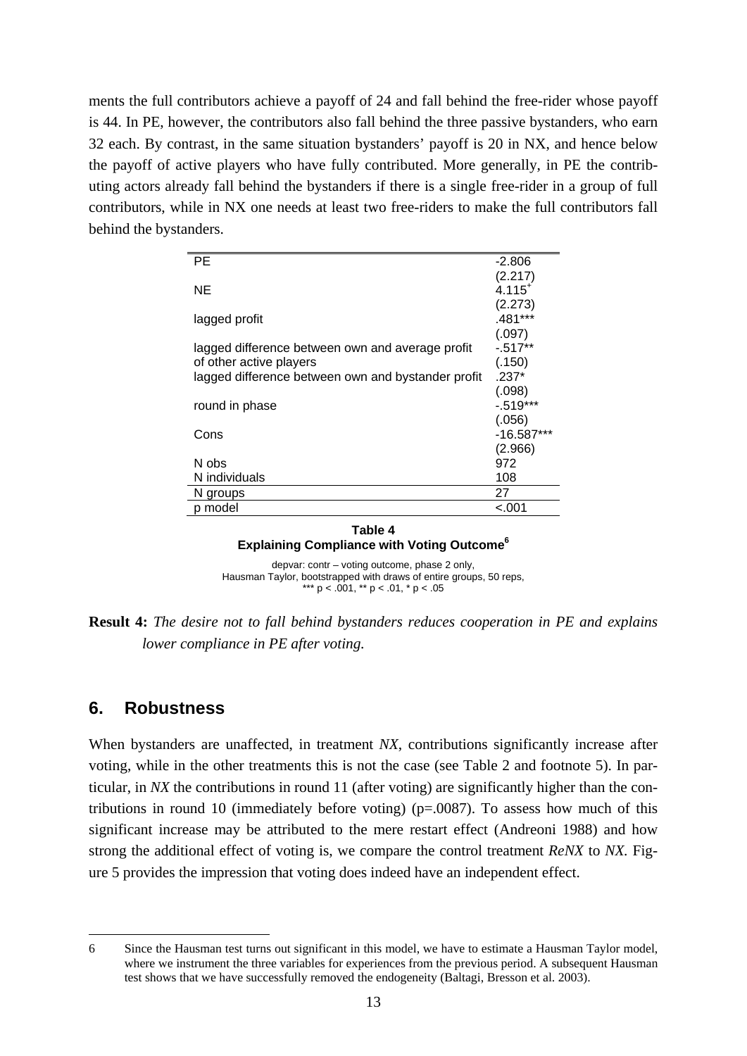ments the full contributors achieve a payoff of 24 and fall behind the free-rider whose payoff is 44. In PE, however, the contributors also fall behind the three passive bystanders, who earn 32 each. By contrast, in the same situation bystanders' payoff is 20 in NX, and hence below the payoff of active players who have fully contributed. More generally, in PE the contributing actors already fall behind the bystanders if there is a single free-rider in a group of full contributors, while in NX one needs at least two free-riders to make the full contributors fall behind the bystanders.

| | |
|---|---|
| PE | -2.806 |
| | (2.217) |
| NE | 4.115[+] |
| | (2.273) |
| lagged profit | .481*** |
| | (.097) |
| lagged difference between own and average profit of other active players | -.517** |
| | (.150) |
| lagged difference between own and bystander profit | .237* |
| | (.098) |
| round in phase | -.519*** |
| | (.056) |
| Cons | -16.587*** |
| | (2.966) |
| N obs | 972 |
| N individuals | 108 |
| N groups | 27 |
| p model | <.001 |

**Table 4**
**Explaining Compliance with Voting Outcome[6]**

depvar: contr – voting outcome, phase 2 only,
Hausman Taylor, bootstrapped with draws of entire groups, 50 reps,
*** p < .001, ** p < .01, * p < .05

**Result 4:** *The desire not to fall behind bystanders reduces cooperation in PE and explains lower compliance in PE after voting.*

## 6. Robustness

When bystanders are unaffected, in treatment *NX*, contributions significantly increase after voting, while in the other treatments this is not the case (see Table 2 and footnote 5). In particular, in *NX* the contributions in round 11 (after voting) are significantly higher than the contributions in round 10 (immediately before voting) (p=.0087). To assess how much of this significant increase may be attributed to the mere restart effect (Andreoni 1988) and how strong the additional effect of voting is, we compare the control treatment *ReNX* to *NX*. Figure 5 provides the impression that voting does indeed have an independent effect.

---

6 Since the Hausman test turns out significant in this model, we have to estimate a Hausman Taylor model, where we instrument the three variables for experiences from the previous period. A subsequent Hausman test shows that we have successfully removed the endogeneity (Baltagi, Bresson et al. 2003).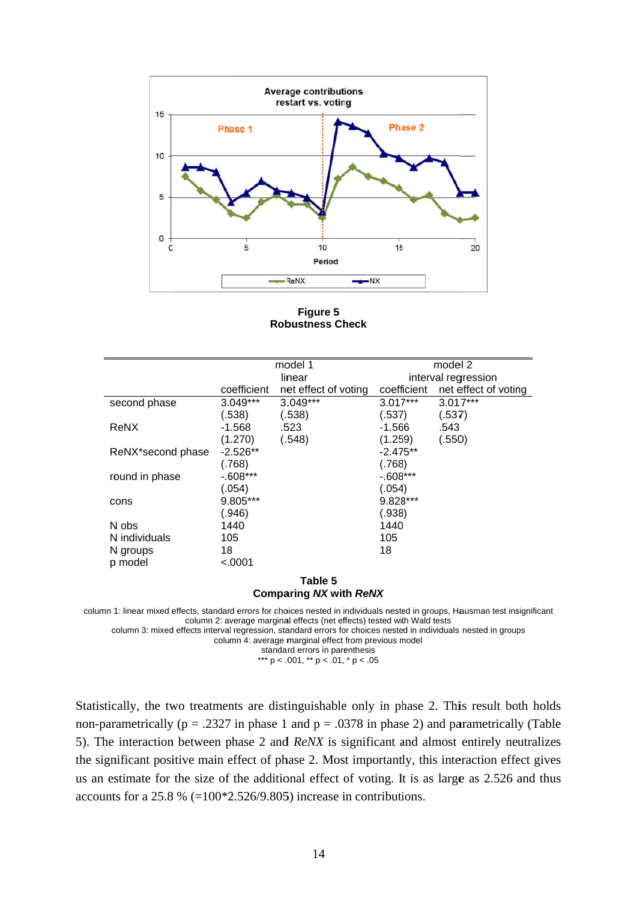**Figure 5**
**Robustness Check**

| | model 1 | | model 2 | |
|---|---|---|---|---|
| | linear | | interval regression | |
| | coefficient | net effect of voting | coefficient | net effect of voting |
| second phase | 3.049*** | 3.049*** | 3.017*** | 3.017*** |
| | (.538) | (.538) | (.537) | (.537) |
| ReNX | -1.568 | .523 | -1.566 | .543 |
| | (1.270) | (.548) | (1.259) | (.550) |
| ReNX*second phase | -2.526** | | -2.475** | |
| | (.768) | | (.768) | |
| round in phase | -.608*** | | -.608*** | |
| | (.054) | | (.054) | |
| cons | 9.805*** | | 9.828*** | |
| | (.946) | | (.938) | |
| N obs | 1440 | | 1440 | |
| N individuals | 105 | | 105 | |
| N groups | 18 | | 18 | |
| p model | <.0001 | | | |

**Table 5**
**Comparing *NX* with *ReNX***

column 1: linear mixed effects, standard errors for choices nested in individuals nested in groups, Hausman test insignificant
column 2: average marginal effects (net effects) tested with Wald tests
column 3: mixed effects interval regression, standard errors for choices nested in individuals nested in groups
column 4: average marginal effect from previous model
standard errors in parenthesis
*** p < .001, ** p < .01, * p < .05

Statistically, the two treatments are distinguishable only in phase 2. This result both holds non-parametrically (p = .2327 in phase 1 and p = .0378 in phase 2) and parametrically (Table 5). The interaction between phase 2 and *ReNX* is significant and almost entirely neutralizes the significant positive main effect of phase 2. Most importantly, this interaction effect gives us an estimate for the size of the additional effect of voting. It is as large as 2.526 and thus accounts for a 25.8 % (=100*2.526/9.805) increase in contributions.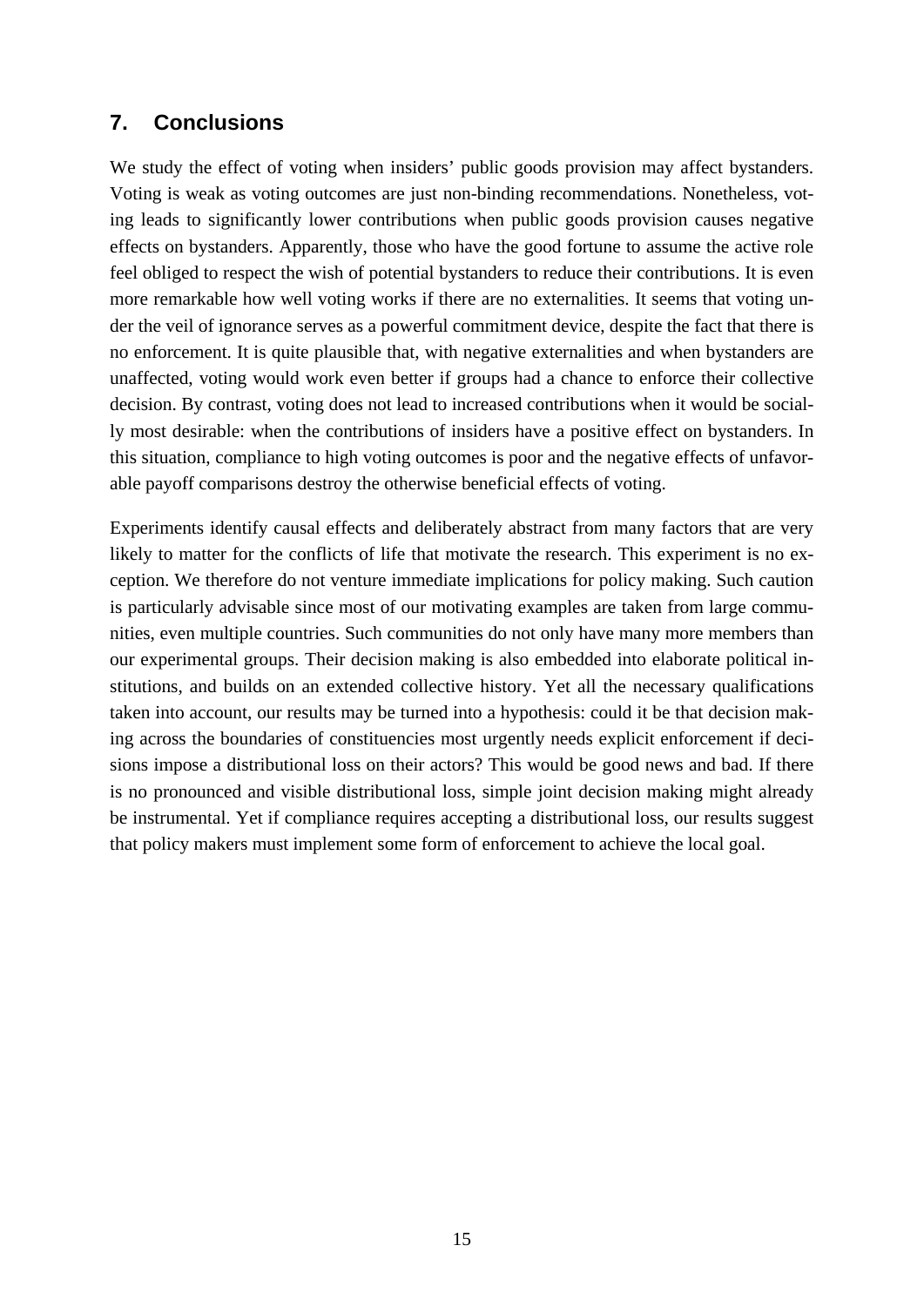## 7. Conclusions

We study the effect of voting when insiders' public goods provision may affect bystanders. Voting is weak as voting outcomes are just non-binding recommendations. Nonetheless, voting leads to significantly lower contributions when public goods provision causes negative effects on bystanders. Apparently, those who have the good fortune to assume the active role feel obliged to respect the wish of potential bystanders to reduce their contributions. It is even more remarkable how well voting works if there are no externalities. It seems that voting under the veil of ignorance serves as a powerful commitment device, despite the fact that there is no enforcement. It is quite plausible that, with negative externalities and when bystanders are unaffected, voting would work even better if groups had a chance to enforce their collective decision. By contrast, voting does not lead to increased contributions when it would be socially most desirable: when the contributions of insiders have a positive effect on bystanders. In this situation, compliance to high voting outcomes is poor and the negative effects of unfavorable payoff comparisons destroy the otherwise beneficial effects of voting.

Experiments identify causal effects and deliberately abstract from many factors that are very likely to matter for the conflicts of life that motivate the research. This experiment is no exception. We therefore do not venture immediate implications for policy making. Such caution is particularly advisable since most of our motivating examples are taken from large communities, even multiple countries. Such communities do not only have many more members than our experimental groups. Their decision making is also embedded into elaborate political institutions, and builds on an extended collective history. Yet all the necessary qualifications taken into account, our results may be turned into a hypothesis: could it be that decision making across the boundaries of constituencies most urgently needs explicit enforcement if decisions impose a distributional loss on their actors? This would be good news and bad. If there is no pronounced and visible distributional loss, simple joint decision making might already be instrumental. Yet if compliance requires accepting a distributional loss, our results suggest that policy makers must implement some form of enforcement to achieve the local goal.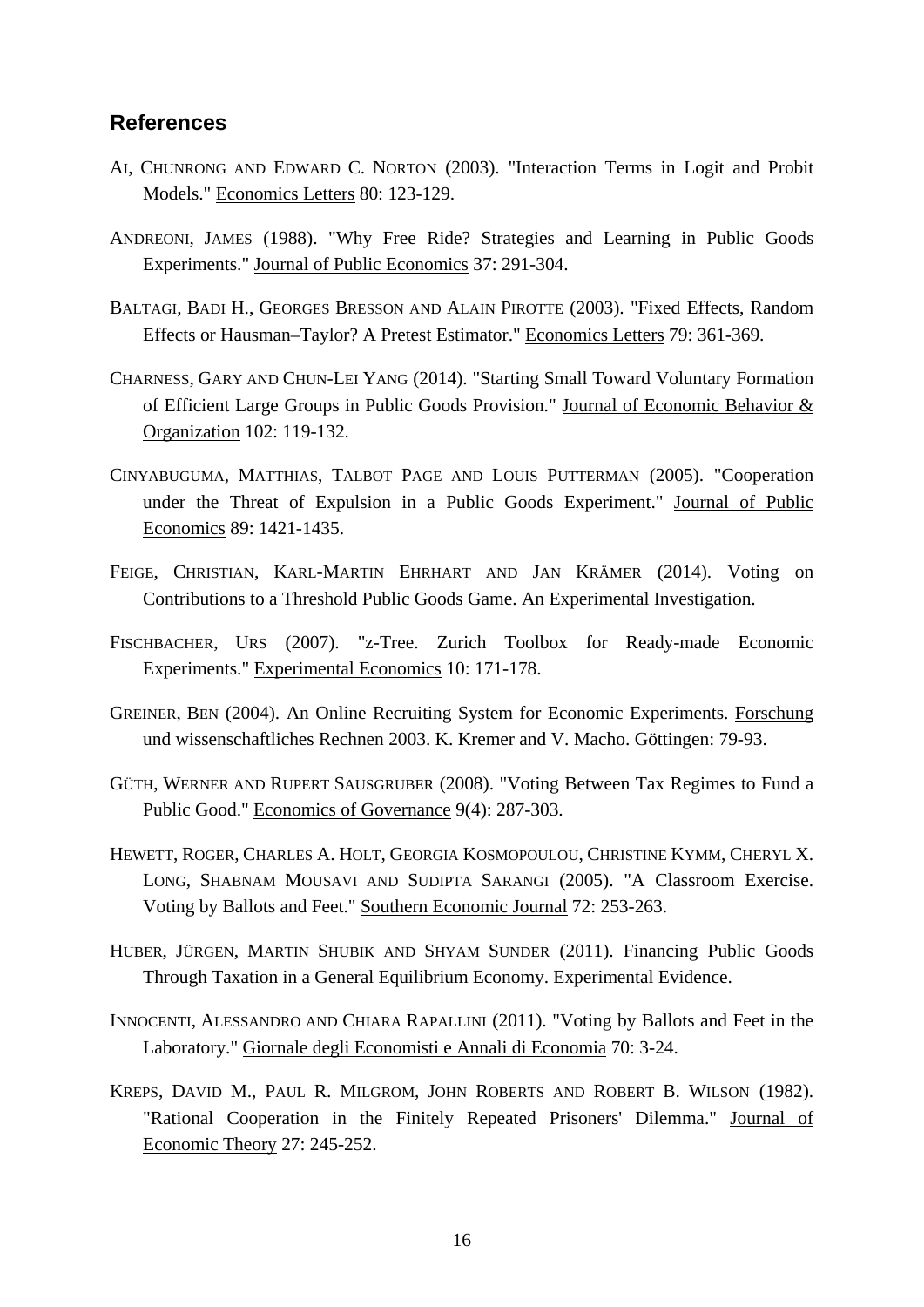## References

AI, CHUNRONG AND EDWARD C. NORTON (2003). "Interaction Terms in Logit and Probit Models." Economics Letters 80: 123-129.

ANDREONI, JAMES (1988). "Why Free Ride? Strategies and Learning in Public Goods Experiments." Journal of Public Economics 37: 291-304.

BALTAGI, BADI H., GEORGES BRESSON AND ALAIN PIROTTE (2003). "Fixed Effects, Random Effects or Hausman–Taylor? A Pretest Estimator." Economics Letters 79: 361-369.

CHARNESS, GARY AND CHUN-LEI YANG (2014). "Starting Small Toward Voluntary Formation of Efficient Large Groups in Public Goods Provision." Journal of Economic Behavior & Organization 102: 119-132.

CINYABUGUMA, MATTHIAS, TALBOT PAGE AND LOUIS PUTTERMAN (2005). "Cooperation under the Threat of Expulsion in a Public Goods Experiment." Journal of Public Economics 89: 1421-1435.

FEIGE, CHRISTIAN, KARL-MARTIN EHRHART AND JAN KRÄMER (2014). Voting on Contributions to a Threshold Public Goods Game. An Experimental Investigation.

FISCHBACHER, URS (2007). "z-Tree. Zurich Toolbox for Ready-made Economic Experiments." Experimental Economics 10: 171-178.

GREINER, BEN (2004). An Online Recruiting System for Economic Experiments. Forschung und wissenschaftliches Rechnen 2003. K. Kremer and V. Macho. Göttingen: 79-93.

GÜTH, WERNER AND RUPERT SAUSGRUBER (2008). "Voting Between Tax Regimes to Fund a Public Good." Economics of Governance 9(4): 287-303.

HEWETT, ROGER, CHARLES A. HOLT, GEORGIA KOSMOPOULOU, CHRISTINE KYMM, CHERYL X. LONG, SHABNAM MOUSAVI AND SUDIPTA SARANGI (2005). "A Classroom Exercise. Voting by Ballots and Feet." Southern Economic Journal 72: 253-263.

HUBER, JÜRGEN, MARTIN SHUBIK AND SHYAM SUNDER (2011). Financing Public Goods Through Taxation in a General Equilibrium Economy. Experimental Evidence.

INNOCENTI, ALESSANDRO AND CHIARA RAPALLINI (2011). "Voting by Ballots and Feet in the Laboratory." Giornale degli Economisti e Annali di Economia 70: 3-24.

KREPS, DAVID M., PAUL R. MILGROM, JOHN ROBERTS AND ROBERT B. WILSON (1982). "Rational Cooperation in the Finitely Repeated Prisoners' Dilemma." Journal of Economic Theory 27: 245-252.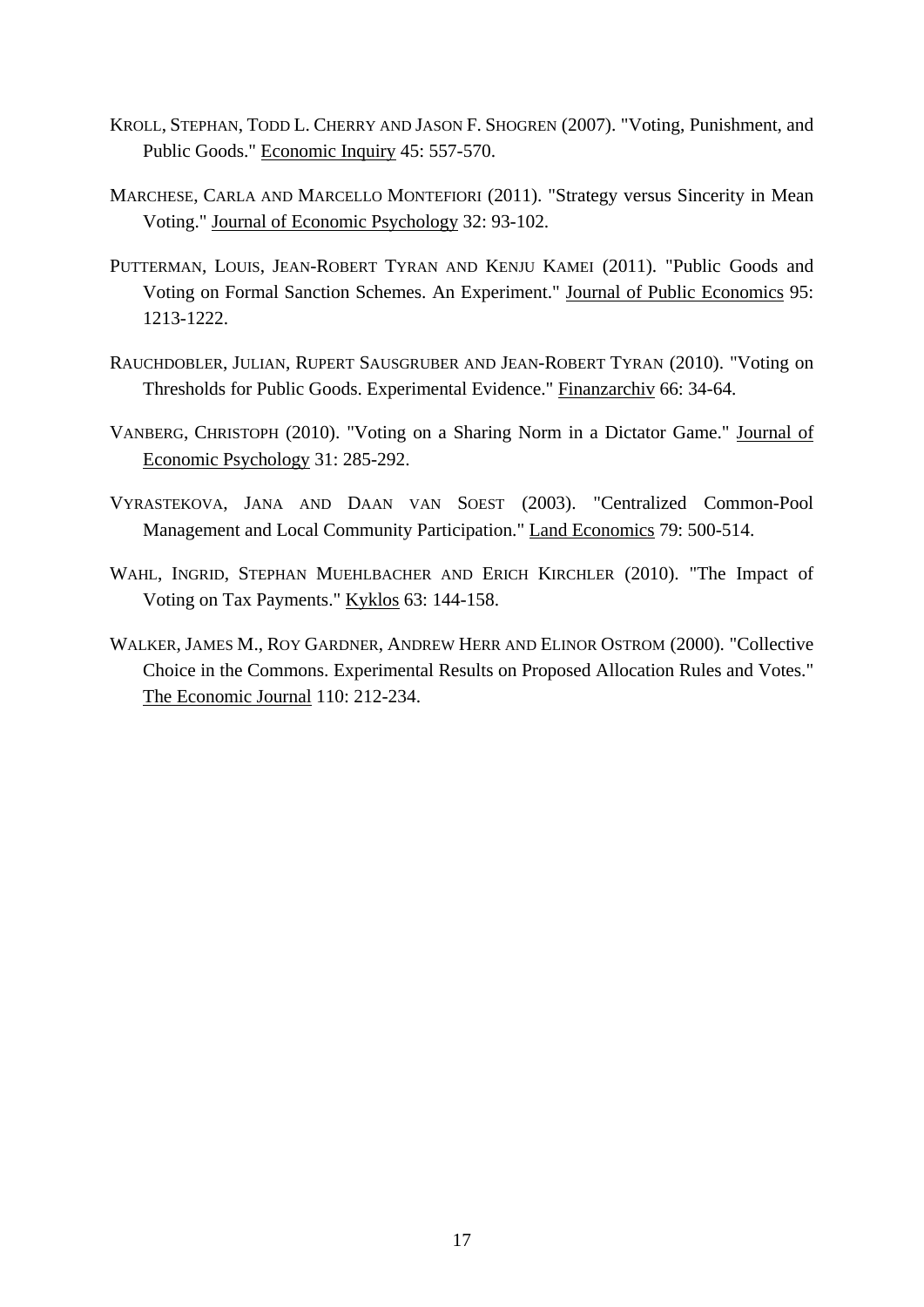KROLL, STEPHAN, TODD L. CHERRY AND JASON F. SHOGREN (2007). "Voting, Punishment, and Public Goods." Economic Inquiry 45: 557-570.

MARCHESE, CARLA AND MARCELLO MONTEFIORI (2011). "Strategy versus Sincerity in Mean Voting." Journal of Economic Psychology 32: 93-102.

PUTTERMAN, LOUIS, JEAN-ROBERT TYRAN AND KENJU KAMEI (2011). "Public Goods and Voting on Formal Sanction Schemes. An Experiment." Journal of Public Economics 95: 1213-1222.

RAUCHDOBLER, JULIAN, RUPERT SAUSGRUBER AND JEAN-ROBERT TYRAN (2010). "Voting on Thresholds for Public Goods. Experimental Evidence." Finanzarchiv 66: 34-64.

VANBERG, CHRISTOPH (2010). "Voting on a Sharing Norm in a Dictator Game." Journal of Economic Psychology 31: 285-292.

VYRASTEKOVA, JANA AND DAAN VAN SOEST (2003). "Centralized Common-Pool Management and Local Community Participation." Land Economics 79: 500-514.

WAHL, INGRID, STEPHAN MUEHLBACHER AND ERICH KIRCHLER (2010). "The Impact of Voting on Tax Payments." Kyklos 63: 144-158.

WALKER, JAMES M., ROY GARDNER, ANDREW HERR AND ELINOR OSTROM (2000). "Collective Choice in the Commons. Experimental Results on Proposed Allocation Rules and Votes." The Economic Journal 110: 212-234.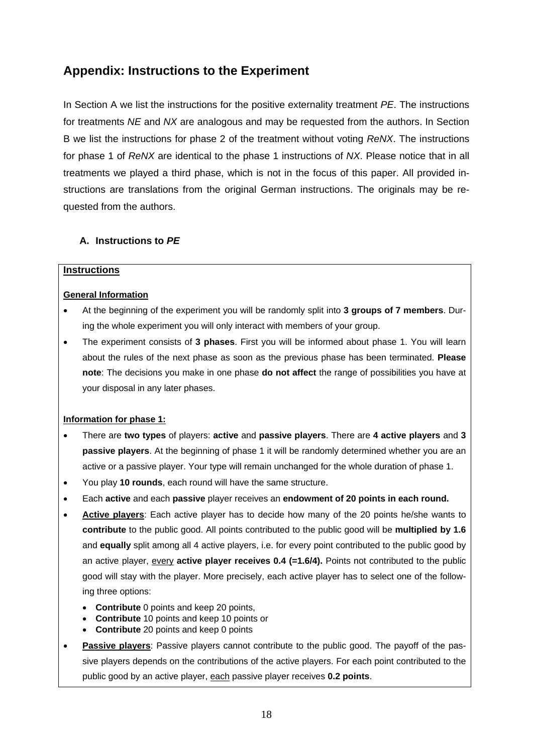## Appendix: Instructions to the Experiment

In Section A we list the instructions for the positive externality treatment *PE*. The instructions for treatments *NE* and *NX* are analogous and may be requested from the authors. In Section B we list the instructions for phase 2 of the treatment without voting *ReNX*. The instructions for phase 1 of *ReNX* are identical to the phase 1 instructions of *NX*. Please notice that in all treatments we played a third phase, which is not in the focus of this paper. All provided instructions are translations from the original German instructions. The originals may be requested from the authors.

### A. Instructions to *PE*

**Instructions**

**General Information**

- At the beginning of the experiment you will be randomly split into **3 groups of 7 members**. During the whole experiment you will only interact with members of your group.
- The experiment consists of **3 phases**. First you will be informed about phase 1. You will learn about the rules of the next phase as soon as the previous phase has been terminated. **Please note**: The decisions you make in one phase **do not affect** the range of possibilities you have at your disposal in any later phases.

**Information for phase 1:**

- There are **two types** of players: **active** and **passive players**. There are **4 active players** and **3 passive players**. At the beginning of phase 1 it will be randomly determined whether you are an active or a passive player. Your type will remain unchanged for the whole duration of phase 1.
- You play **10 rounds**, each round will have the same structure.
- Each **active** and each **passive** player receives an **endowment of 20 points in each round.**
- **Active players**: Each active player has to decide how many of the 20 points he/she wants to **contribute** to the public good. All points contributed to the public good will be **multiplied by 1.6** and **equally** split among all 4 active players, i.e. for every point contributed to the public good by an active player, every **active player receives 0.4 (=1.6/4).** Points not contributed to the public good will stay with the player. More precisely, each active player has to select one of the following three options:
  - **Contribute** 0 points and keep 20 points,
  - **Contribute** 10 points and keep 10 points or
  - **Contribute** 20 points and keep 0 points
- **Passive players**: Passive players cannot contribute to the public good. The payoff of the passive players depends on the contributions of the active players. For each point contributed to the public good by an active player, each passive player receives **0.2 points**.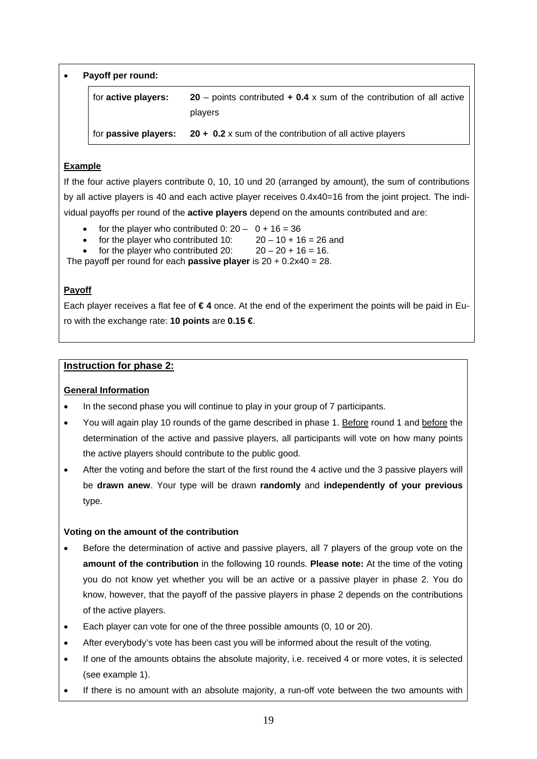- **Payoff per round:**

| for **active players:** | **20** – points contributed **+ 0.4** x sum of the contribution of all active players |
|---|---|
| for **passive players:** | **20 + 0.2** x sum of the contribution of all active players |

**Example**

If the four active players contribute 0, 10, 10 und 20 (arranged by amount), the sum of contributions by all active players is 40 and each active player receives 0.4x40=16 from the joint project. The individual payoffs per round of the **active players** depend on the amounts contributed and are:

- for the player who contributed 0: 20 – 0 + 16 = 36
- for the player who contributed 10: 20 – 10 + 16 = 26 and
- for the player who contributed 20: 20 – 20 + 16 = 16.

The payoff per round for each **passive player** is 20 + 0.2x40 = 28.

**Payoff**

Each player receives a flat fee of **€ 4** once. At the end of the experiment the points will be paid in Euro with the exchange rate: **10 points** are **0.15 €**.

## Instruction for phase 2:

**General Information**

- In the second phase you will continue to play in your group of 7 participants.
- You will again play 10 rounds of the game described in phase 1. Before round 1 and before the determination of the active and passive players, all participants will vote on how many points the active players should contribute to the public good.
- After the voting and before the start of the first round the 4 active und the 3 passive players will be **drawn anew**. Your type will be drawn **randomly** and **independently of your previous** type.

**Voting on the amount of the contribution**

- Before the determination of active and passive players, all 7 players of the group vote on the **amount of the contribution** in the following 10 rounds. **Please note:** At the time of the voting you do not know yet whether you will be an active or a passive player in phase 2. You do know, however, that the payoff of the passive players in phase 2 depends on the contributions of the active players.
- Each player can vote for one of the three possible amounts (0, 10 or 20).
- After everybody's vote has been cast you will be informed about the result of the voting.
- If one of the amounts obtains the absolute majority, i.e. received 4 or more votes, it is selected (see example 1).
- If there is no amount with an absolute majority, a run-off vote between the two amounts with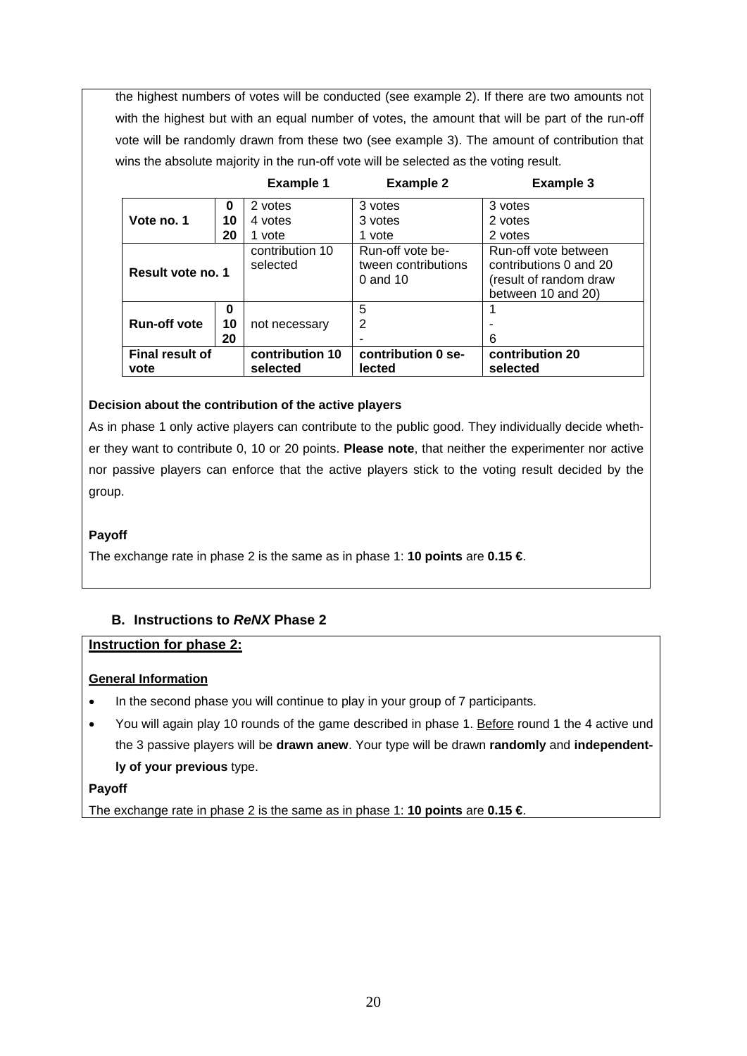the highest numbers of votes will be conducted (see example 2). If there are two amounts not with the highest but with an equal number of votes, the amount that will be part of the run-off vote will be randomly drawn from these two (see example 3). The amount of contribution that wins the absolute majority in the run-off vote will be selected as the voting result.

| | | Example 1 | Example 2 | Example 3 |
|---|---|---|---|---|
| **Vote no. 1** | **0**<br>**10**<br>**20** | 2 votes<br>4 votes<br>1 vote | 3 votes<br>3 votes<br>1 vote | 3 votes<br>2 votes<br>2 votes |
| **Result vote no. 1** | | contribution 10 selected | Run-off vote between contributions 0 and 10 | Run-off vote between contributions 0 and 20 (result of random draw between 10 and 20) |
| **Run-off vote** | **0**<br>**10**<br>**20** | not necessary | 5<br>2<br>- | 1<br>-<br>6 |
| **Final result of vote** | | **contribution 10 selected** | **contribution 0 selected** | **contribution 20 selected** |

**Decision about the contribution of the active players**

As in phase 1 only active players can contribute to the public good. They individually decide whether they want to contribute 0, 10 or 20 points. **Please note**, that neither the experimenter nor active nor passive players can enforce that the active players stick to the voting result decided by the group.

**Payoff**

The exchange rate in phase 2 is the same as in phase 1: **10 points** are **0.15 €**.

## B. Instructions to *ReNX* Phase 2

**Instruction for phase 2:**

**General Information**

- In the second phase you will continue to play in your group of 7 participants.
- You will again play 10 rounds of the game described in phase 1. Before round 1 the 4 active und the 3 passive players will be **drawn anew**. Your type will be drawn **randomly** and **independently of your previous** type.

**Payoff**

The exchange rate in phase 2 is the same as in phase 1: **10 points** are **0.15 €**.